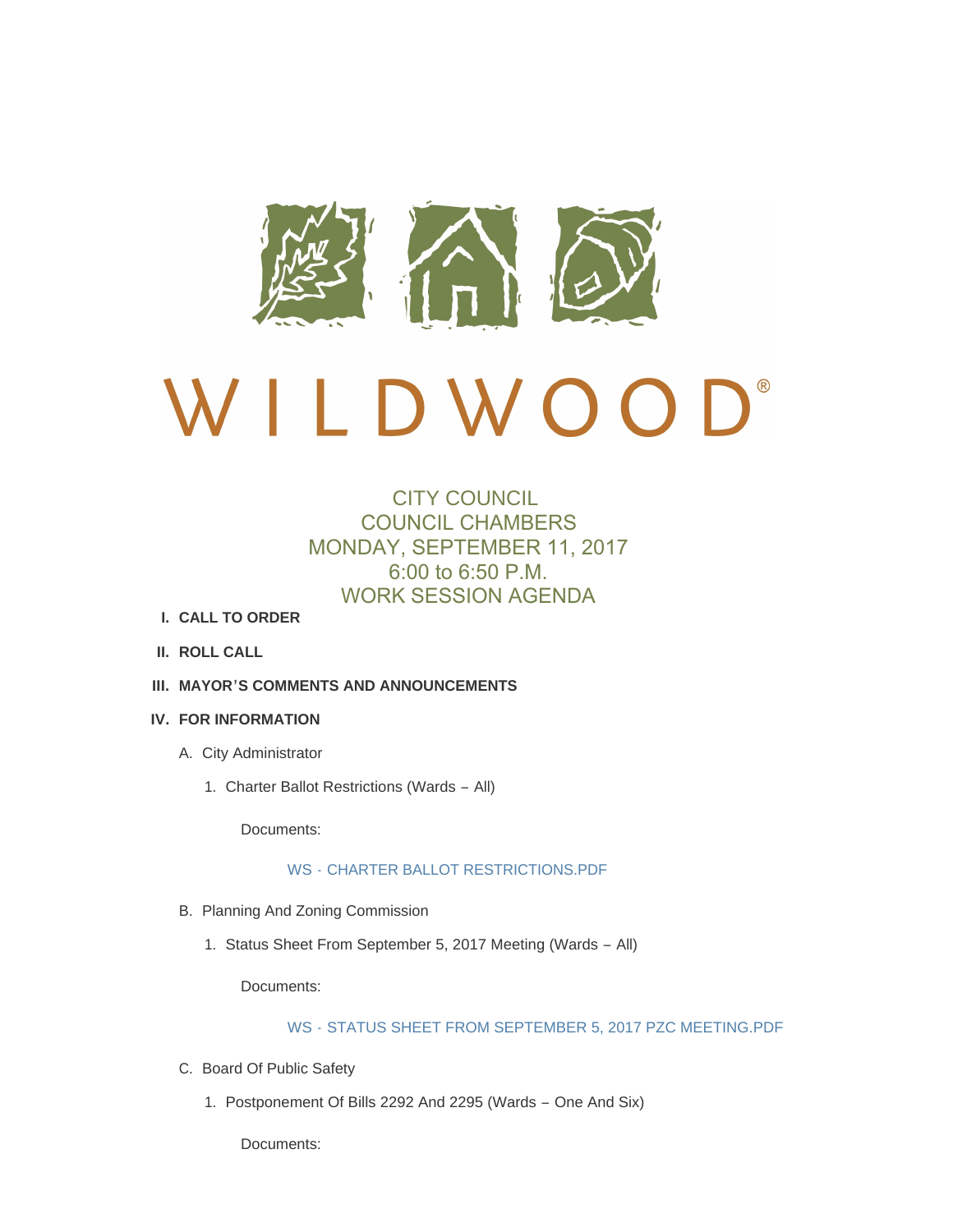# WILDWOOD®

## CITY COUNCIL
## COUNCIL CHAMBERS
## MONDAY, SEPTEMBER 11, 2017
## 6:00 to 6:50 P.M.
## WORK SESSION AGENDA

**I. CALL TO ORDER**

**II. ROLL CALL**

**III. MAYOR'S COMMENTS AND ANNOUNCEMENTS**

**IV. FOR INFORMATION**

A. City Administrator

1. Charter Ballot Restrictions (Wards – All)

   Documents:

   WS - CHARTER BALLOT RESTRICTIONS.PDF

B. Planning And Zoning Commission

1. Status Sheet From September 5, 2017 Meeting (Wards – All)

   Documents:

   WS - STATUS SHEET FROM SEPTEMBER 5, 2017 PZC MEETING.PDF

C. Board Of Public Safety

1. Postponement Of Bills 2292 And 2295 (Wards – One And Six)

   Documents: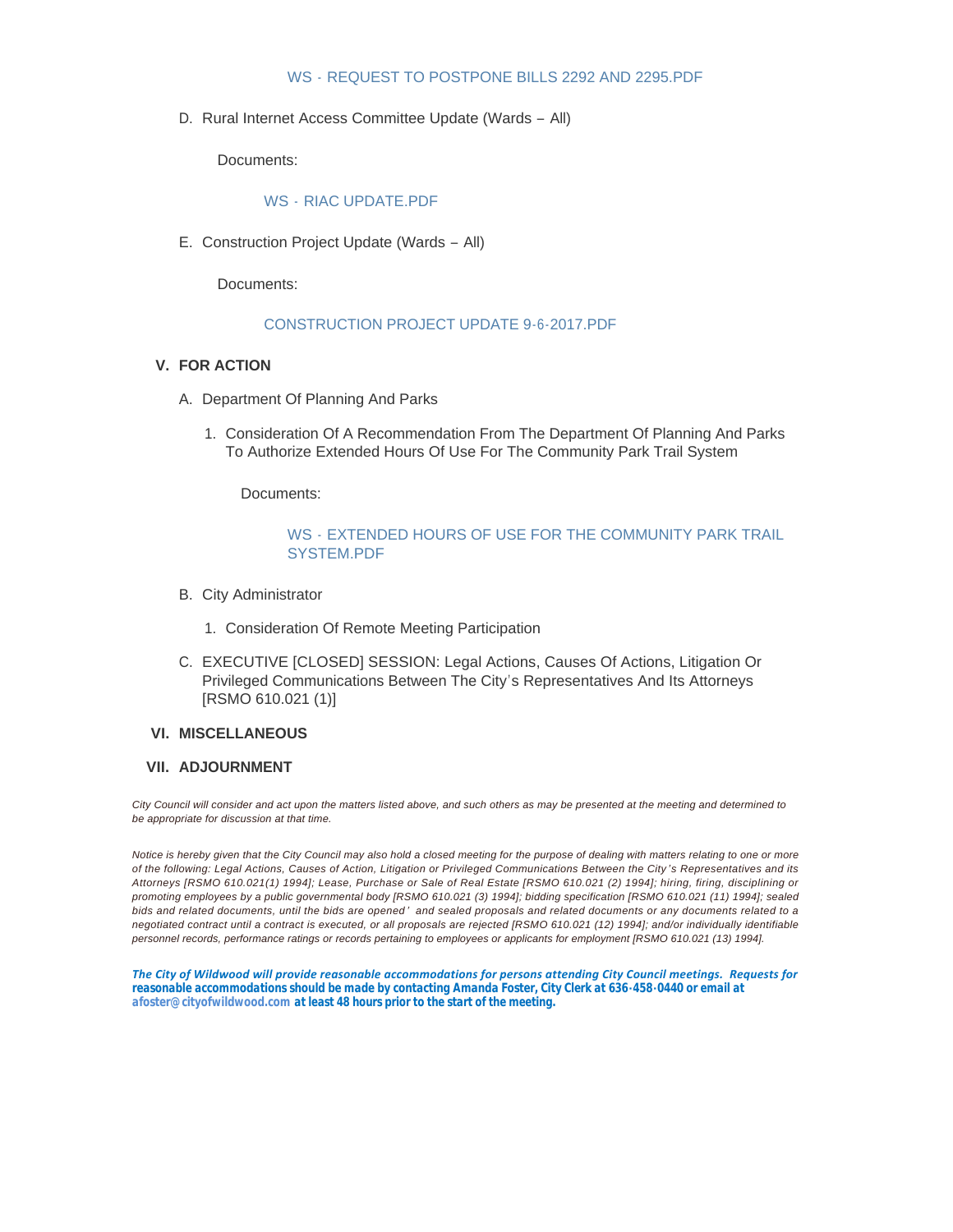WS - REQUEST TO POSTPONE BILLS 2292 AND 2295.PDF

D. Rural Internet Access Committee Update (Wards – All)

Documents:

WS - RIAC UPDATE.PDF

E. Construction Project Update (Wards – All)

Documents:

CONSTRUCTION PROJECT UPDATE 9-6-2017.PDF

## V. FOR ACTION

A. Department Of Planning And Parks

1. Consideration Of A Recommendation From The Department Of Planning And Parks To Authorize Extended Hours Of Use For The Community Park Trail System

Documents:

WS - EXTENDED HOURS OF USE FOR THE COMMUNITY PARK TRAIL SYSTEM.PDF

B. City Administrator

1. Consideration Of Remote Meeting Participation

C. EXECUTIVE [CLOSED] SESSION: Legal Actions, Causes Of Actions, Litigation Or Privileged Communications Between The City's Representatives And Its Attorneys [RSMO 610.021 (1)]

## VI. MISCELLANEOUS

## VII. ADJOURNMENT

*City Council will consider and act upon the matters listed above, and such others as may be presented at the meeting and determined to be appropriate for discussion at that time.*

*Notice is hereby given that the City Council may also hold a closed meeting for the purpose of dealing with matters relating to one or more of the following: Legal Actions, Causes of Action, Litigation or Privileged Communications Between the City's Representatives and its Attorneys [RSMO 610.021(1) 1994]; Lease, Purchase or Sale of Real Estate [RSMO 610.021 (2) 1994]; hiring, firing, disciplining or promoting employees by a public governmental body [RSMO 610.021 (3) 1994]; bidding specification [RSMO 610.021 (11) 1994]; sealed bids and related documents, until the bids are opened' and sealed proposals and related documents or any documents related to a negotiated contract until a contract is executed, or all proposals are rejected [RSMO 610.021 (12) 1994]; and/or individually identifiable personnel records, performance ratings or records pertaining to employees or applicants for employment [RSMO 610.021 (13) 1994].*

***The City of Wildwood will provide reasonable accommodations for persons attending City Council meetings. Requests for*** **reasonable accommodations should be made by contacting Amanda Foster, City Clerk at 636-458-0440 or email at afoster@cityofwildwood.com at least 48 hours prior to the start of the meeting.**